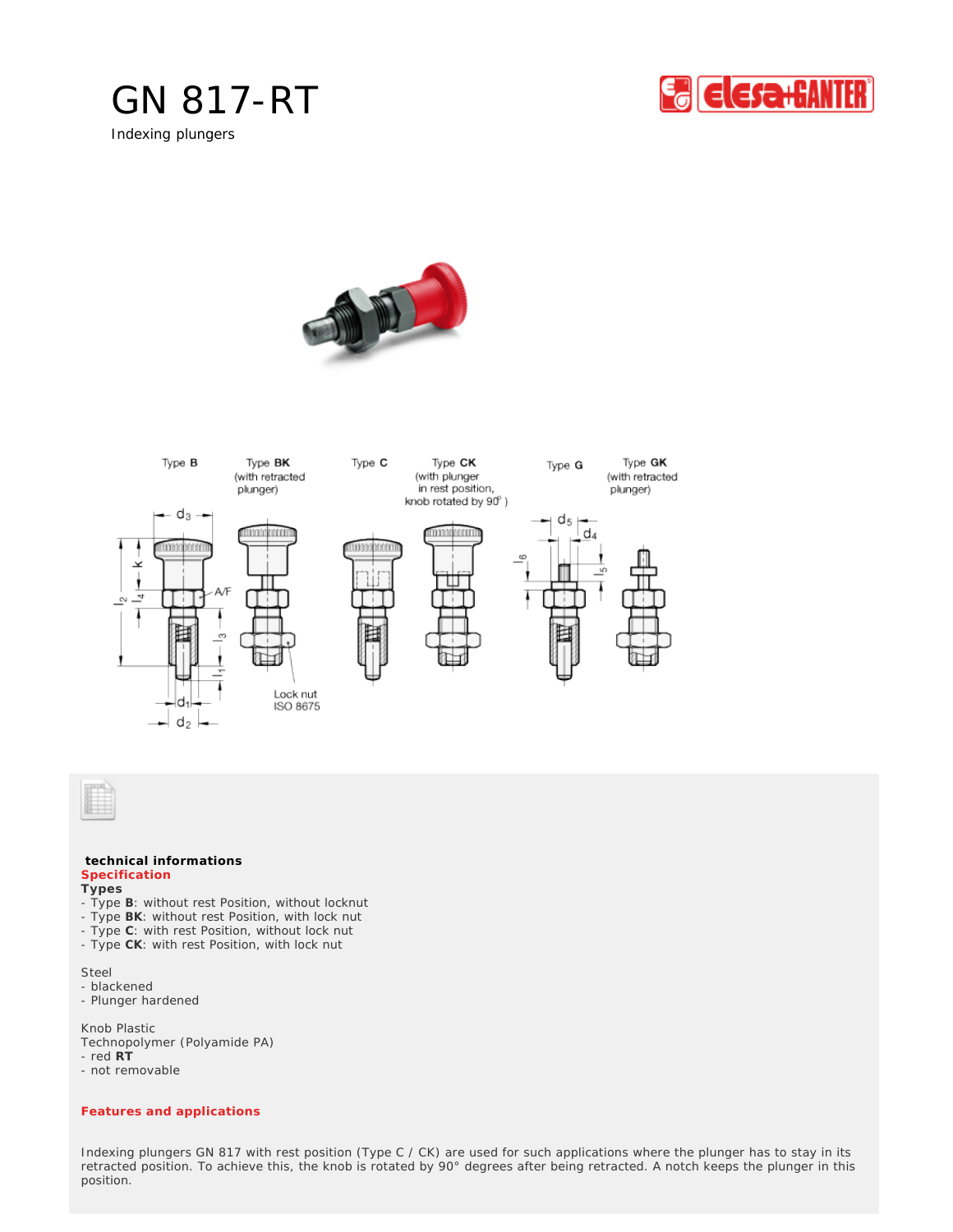# GN 817-RT

Indexing plungers

Type **B**

Type **BK** (with retracted plunger)

Type **C**

Type **CK** (with plunger in rest position, knob rotated by 90° )

Type **G**

Type **GK** (with retracted plunger)

Lock nut ISO 8675

**technical informations**

**Specification**

**Types**

- Type **B**: without rest Position, without locknut
- Type **BK**: without rest Position, with lock nut
- Type **C**: with rest Position, without lock nut
- Type **CK**: with rest Position, with lock nut

Steel
- blackened
- Plunger hardened

Knob Plastic
Technopolymer (Polyamide PA)
- red **RT**
- not removable

**Features and applications**

Indexing plungers GN 817 with rest position (Type C / CK) are used for such applications where the plunger has to stay in its retracted position. To achieve this, the knob is rotated by 90° degrees after being retracted. A notch keeps the plunger in this position.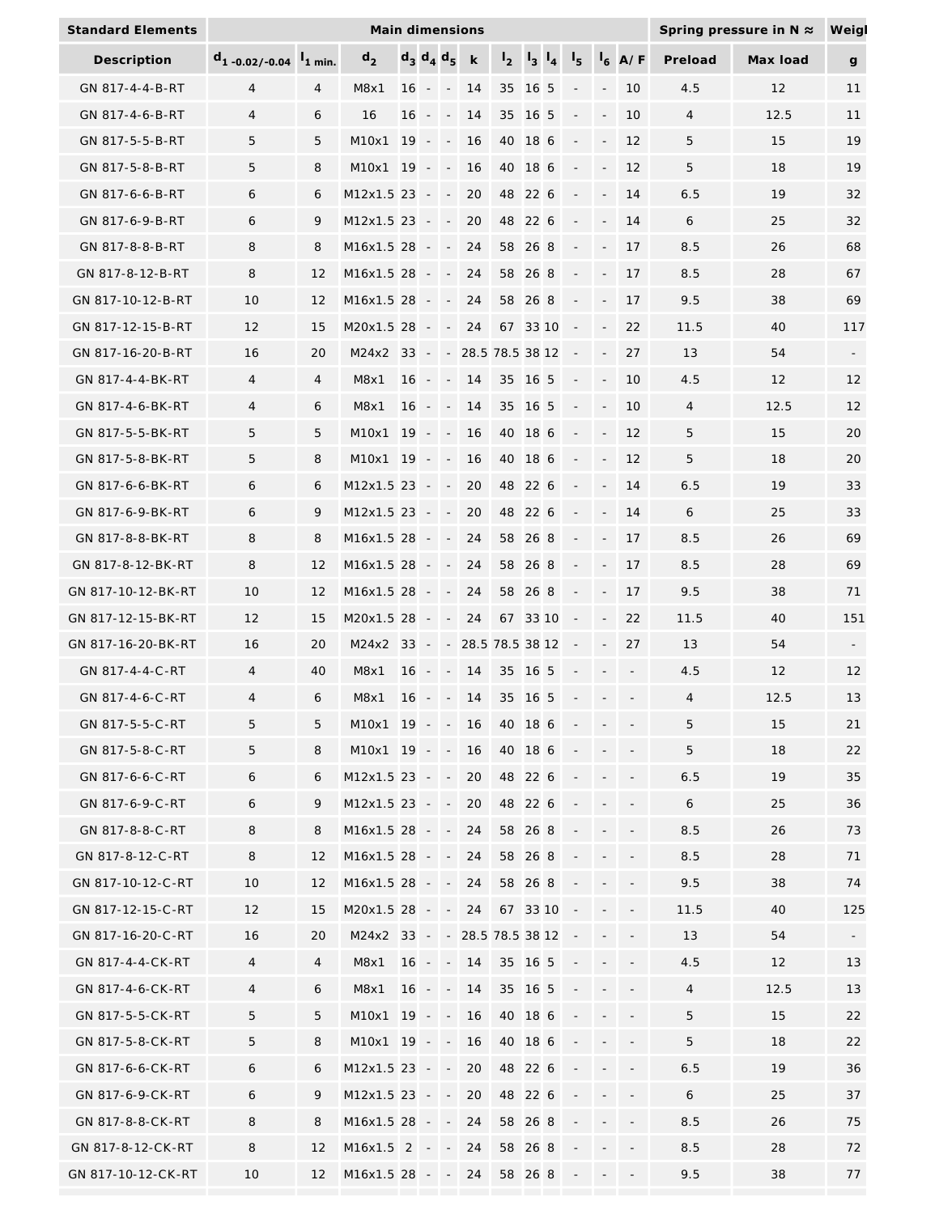| Standard Elements | Main dimensions | | | | | | | | | | | | | Spring pressure in N ≈ | | Weig |
|---|---|---|---|---|---|---|---|---|---|---|---|---|---|---|---|---|
| Description | $d_{1\,-0.02/-0.04}$ | $l_{1\,min.}$ | $d_2$ | $d_3$ | $d_4$ | $d_5$ | k | $l_2$ | $l_3$ | $l_4$ | $l_5$ | $l_6$ | A/F | Preload | Max load | g |
| GN 817-4-4-B-RT | 4 | 4 | M8x1 | 16 | - | - | 14 | 35 | 16 | 5 | - | - | 10 | 4.5 | 12 | 11 |
| GN 817-4-6-B-RT | 4 | 6 | 16 | 16 | - | - | 14 | 35 | 16 | 5 | - | - | 10 | 4 | 12.5 | 11 |
| GN 817-5-5-B-RT | 5 | 5 | M10x1 | 19 | - | - | 16 | 40 | 18 | 6 | - | - | 12 | 5 | 15 | 19 |
| GN 817-5-8-B-RT | 5 | 8 | M10x1 | 19 | - | - | 16 | 40 | 18 | 6 | - | - | 12 | 5 | 18 | 19 |
| GN 817-6-6-B-RT | 6 | 6 | M12x1.5 | 23 | - | - | 20 | 48 | 22 | 6 | - | - | 14 | 6.5 | 19 | 32 |
| GN 817-6-9-B-RT | 6 | 9 | M12x1.5 | 23 | - | - | 20 | 48 | 22 | 6 | - | - | 14 | 6 | 25 | 32 |
| GN 817-8-8-B-RT | 8 | 8 | M16x1.5 | 28 | - | - | 24 | 58 | 26 | 8 | - | - | 17 | 8.5 | 26 | 68 |
| GN 817-8-12-B-RT | 8 | 12 | M16x1.5 | 28 | - | - | 24 | 58 | 26 | 8 | - | - | 17 | 8.5 | 28 | 67 |
| GN 817-10-12-B-RT | 10 | 12 | M16x1.5 | 28 | - | - | 24 | 58 | 26 | 8 | - | - | 17 | 9.5 | 38 | 69 |
| GN 817-12-15-B-RT | 12 | 15 | M20x1.5 | 28 | - | - | 24 | 67 | 33 | 10 | - | - | 22 | 11.5 | 40 | 117 |
| GN 817-16-20-B-RT | 16 | 20 | M24x2 | 33 | - | - | 28.5 | 78.5 | 38 | 12 | - | - | 27 | 13 | 54 | - |
| GN 817-4-4-BK-RT | 4 | 4 | M8x1 | 16 | - | - | 14 | 35 | 16 | 5 | - | - | 10 | 4.5 | 12 | 12 |
| GN 817-4-6-BK-RT | 4 | 6 | M8x1 | 16 | - | - | 14 | 35 | 16 | 5 | - | - | 10 | 4 | 12.5 | 12 |
| GN 817-5-5-BK-RT | 5 | 5 | M10x1 | 19 | - | - | 16 | 40 | 18 | 6 | - | - | 12 | 5 | 15 | 20 |
| GN 817-5-8-BK-RT | 5 | 8 | M10x1 | 19 | - | - | 16 | 40 | 18 | 6 | - | - | 12 | 5 | 18 | 20 |
| GN 817-6-6-BK-RT | 6 | 6 | M12x1.5 | 23 | - | - | 20 | 48 | 22 | 6 | - | - | 14 | 6.5 | 19 | 33 |
| GN 817-6-9-BK-RT | 6 | 9 | M12x1.5 | 23 | - | - | 20 | 48 | 22 | 6 | - | - | 14 | 6 | 25 | 33 |
| GN 817-8-8-BK-RT | 8 | 8 | M16x1.5 | 28 | - | - | 24 | 58 | 26 | 8 | - | - | 17 | 8.5 | 26 | 69 |
| GN 817-8-12-BK-RT | 8 | 12 | M16x1.5 | 28 | - | - | 24 | 58 | 26 | 8 | - | - | 17 | 8.5 | 28 | 69 |
| GN 817-10-12-BK-RT | 10 | 12 | M16x1.5 | 28 | - | - | 24 | 58 | 26 | 8 | - | - | 17 | 9.5 | 38 | 71 |
| GN 817-12-15-BK-RT | 12 | 15 | M20x1.5 | 28 | - | - | 24 | 67 | 33 | 10 | - | - | 22 | 11.5 | 40 | 151 |
| GN 817-16-20-BK-RT | 16 | 20 | M24x2 | 33 | - | - | 28.5 | 78.5 | 38 | 12 | - | - | 27 | 13 | 54 | - |
| GN 817-4-4-C-RT | 4 | 40 | M8x1 | 16 | - | - | 14 | 35 | 16 | 5 | - | - | - | 4.5 | 12 | 12 |
| GN 817-4-6-C-RT | 4 | 6 | M8x1 | 16 | - | - | 14 | 35 | 16 | 5 | - | - | - | 4 | 12.5 | 13 |
| GN 817-5-5-C-RT | 5 | 5 | M10x1 | 19 | - | - | 16 | 40 | 18 | 6 | - | - | - | 5 | 15 | 21 |
| GN 817-5-8-C-RT | 5 | 8 | M10x1 | 19 | - | - | 16 | 40 | 18 | 6 | - | - | - | 5 | 18 | 22 |
| GN 817-6-6-C-RT | 6 | 6 | M12x1.5 | 23 | - | - | 20 | 48 | 22 | 6 | - | - | - | 6.5 | 19 | 35 |
| GN 817-6-9-C-RT | 6 | 9 | M12x1.5 | 23 | - | - | 20 | 48 | 22 | 6 | - | - | - | 6 | 25 | 36 |
| GN 817-8-8-C-RT | 8 | 8 | M16x1.5 | 28 | - | - | 24 | 58 | 26 | 8 | - | - | - | 8.5 | 26 | 73 |
| GN 817-8-12-C-RT | 8 | 12 | M16x1.5 | 28 | - | - | 24 | 58 | 26 | 8 | - | - | - | 8.5 | 28 | 71 |
| GN 817-10-12-C-RT | 10 | 12 | M16x1.5 | 28 | - | - | 24 | 58 | 26 | 8 | - | - | - | 9.5 | 38 | 74 |
| GN 817-12-15-C-RT | 12 | 15 | M20x1.5 | 28 | - | - | 24 | 67 | 33 | 10 | - | - | - | 11.5 | 40 | 125 |
| GN 817-16-20-C-RT | 16 | 20 | M24x2 | 33 | - | - | 28.5 | 78.5 | 38 | 12 | - | - | - | 13 | 54 | - |
| GN 817-4-4-CK-RT | 4 | 4 | M8x1 | 16 | - | - | 14 | 35 | 16 | 5 | - | - | - | 4.5 | 12 | 13 |
| GN 817-4-6-CK-RT | 4 | 6 | M8x1 | 16 | - | - | 14 | 35 | 16 | 5 | - | - | - | 4 | 12.5 | 13 |
| GN 817-5-5-CK-RT | 5 | 5 | M10x1 | 19 | - | - | 16 | 40 | 18 | 6 | - | - | - | 5 | 15 | 22 |
| GN 817-5-8-CK-RT | 5 | 8 | M10x1 | 19 | - | - | 16 | 40 | 18 | 6 | - | - | - | 5 | 18 | 22 |
| GN 817-6-6-CK-RT | 6 | 6 | M12x1.5 | 23 | - | - | 20 | 48 | 22 | 6 | - | - | - | 6.5 | 19 | 36 |
| GN 817-6-9-CK-RT | 6 | 9 | M12x1.5 | 23 | - | - | 20 | 48 | 22 | 6 | - | - | - | 6 | 25 | 37 |
| GN 817-8-8-CK-RT | 8 | 8 | M16x1.5 | 28 | - | - | 24 | 58 | 26 | 8 | - | - | - | 8.5 | 26 | 75 |
| GN 817-8-12-CK-RT | 8 | 12 | M16x1.5 | 2 | - | - | 24 | 58 | 26 | 8 | - | - | - | 8.5 | 28 | 72 |
| GN 817-10-12-CK-RT | 10 | 12 | M16x1.5 | 28 | - | - | 24 | 58 | 26 | 8 | - | - | - | 9.5 | 38 | 77 |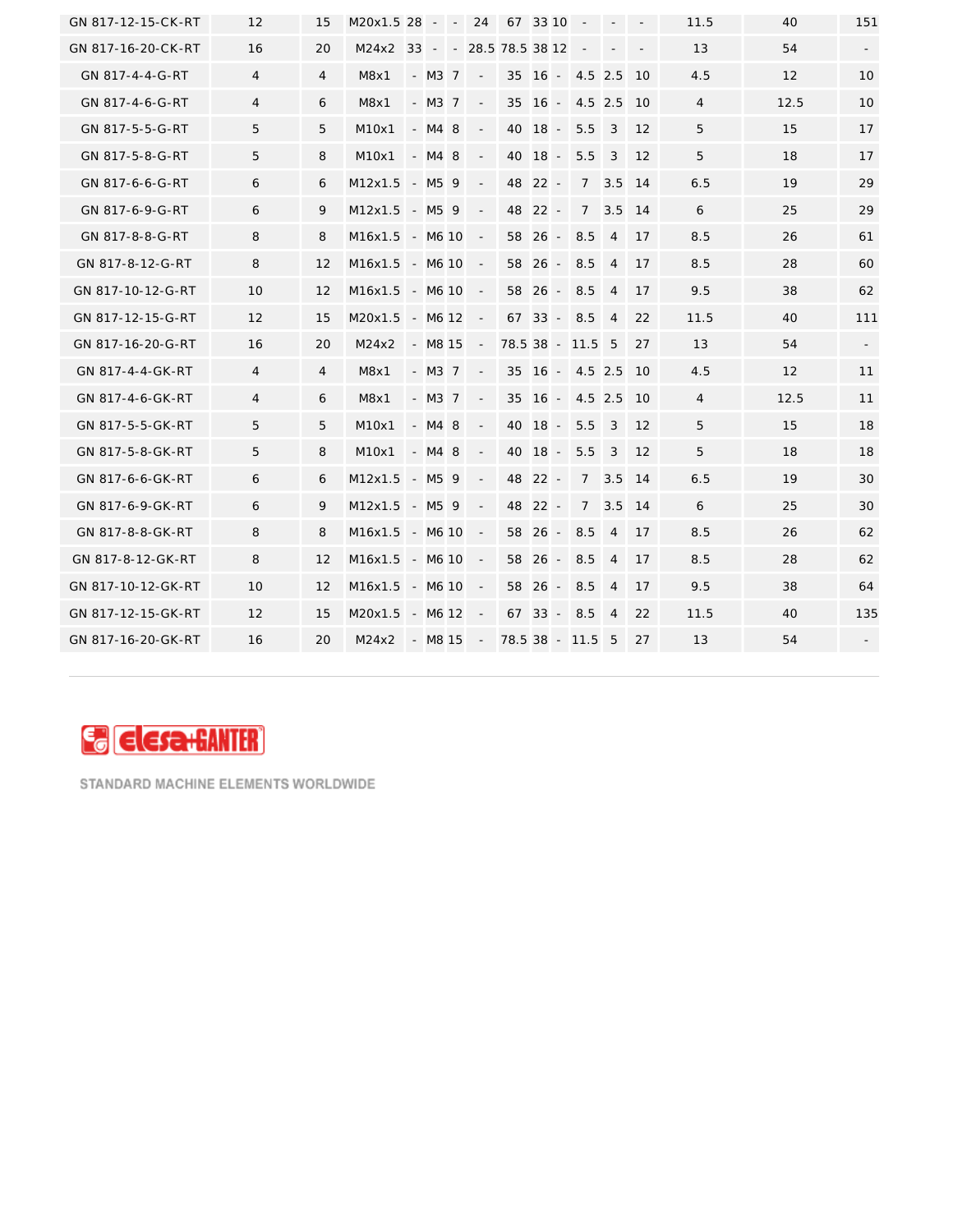| | | | | | | | | | | | | | | | | |
|---|---|---|---|---|---|---|---|---|---|---|---|---|---|---|---|---|
| GN 817-12-15-CK-RT | 12 | 15 | M20x1.5 | 28 | - | - | 24 | 67 | 33 | 10 | - | - | - | 11.5 | 40 | 151 |
| GN 817-16-20-CK-RT | 16 | 20 | M24x2 | 33 | - | - | 28.5 | 78.5 | 38 | 12 | - | - | - | 13 | 54 | - |
| GN 817-4-4-G-RT | 4 | 4 | M8x1 | - | M3 | 7 | - | 35 | 16 | - | 4.5 | 2.5 | 10 | 4.5 | 12 | 10 |
| GN 817-4-6-G-RT | 4 | 6 | M8x1 | - | M3 | 7 | - | 35 | 16 | - | 4.5 | 2.5 | 10 | 4 | 12.5 | 10 |
| GN 817-5-5-G-RT | 5 | 5 | M10x1 | - | M4 | 8 | - | 40 | 18 | - | 5.5 | 3 | 12 | 5 | 15 | 17 |
| GN 817-5-8-G-RT | 5 | 8 | M10x1 | - | M4 | 8 | - | 40 | 18 | - | 5.5 | 3 | 12 | 5 | 18 | 17 |
| GN 817-6-6-G-RT | 6 | 6 | M12x1.5 | - | M5 | 9 | - | 48 | 22 | - | 7 | 3.5 | 14 | 6.5 | 19 | 29 |
| GN 817-6-9-G-RT | 6 | 9 | M12x1.5 | - | M5 | 9 | - | 48 | 22 | - | 7 | 3.5 | 14 | 6 | 25 | 29 |
| GN 817-8-8-G-RT | 8 | 8 | M16x1.5 | - | M6 | 10 | - | 58 | 26 | - | 8.5 | 4 | 17 | 8.5 | 26 | 61 |
| GN 817-8-12-G-RT | 8 | 12 | M16x1.5 | - | M6 | 10 | - | 58 | 26 | - | 8.5 | 4 | 17 | 8.5 | 28 | 60 |
| GN 817-10-12-G-RT | 10 | 12 | M16x1.5 | - | M6 | 10 | - | 58 | 26 | - | 8.5 | 4 | 17 | 9.5 | 38 | 62 |
| GN 817-12-15-G-RT | 12 | 15 | M20x1.5 | - | M6 | 12 | - | 67 | 33 | - | 8.5 | 4 | 22 | 11.5 | 40 | 111 |
| GN 817-16-20-G-RT | 16 | 20 | M24x2 | - | M8 | 15 | - | 78.5 | 38 | - | 11.5 | 5 | 27 | 13 | 54 | - |
| GN 817-4-4-GK-RT | 4 | 4 | M8x1 | - | M3 | 7 | - | 35 | 16 | - | 4.5 | 2.5 | 10 | 4.5 | 12 | 11 |
| GN 817-4-6-GK-RT | 4 | 6 | M8x1 | - | M3 | 7 | - | 35 | 16 | - | 4.5 | 2.5 | 10 | 4 | 12.5 | 11 |
| GN 817-5-5-GK-RT | 5 | 5 | M10x1 | - | M4 | 8 | - | 40 | 18 | - | 5.5 | 3 | 12 | 5 | 15 | 18 |
| GN 817-5-8-GK-RT | 5 | 8 | M10x1 | - | M4 | 8 | - | 40 | 18 | - | 5.5 | 3 | 12 | 5 | 18 | 18 |
| GN 817-6-6-GK-RT | 6 | 6 | M12x1.5 | - | M5 | 9 | - | 48 | 22 | - | 7 | 3.5 | 14 | 6.5 | 19 | 30 |
| GN 817-6-9-GK-RT | 6 | 9 | M12x1.5 | - | M5 | 9 | - | 48 | 22 | - | 7 | 3.5 | 14 | 6 | 25 | 30 |
| GN 817-8-8-GK-RT | 8 | 8 | M16x1.5 | - | M6 | 10 | - | 58 | 26 | - | 8.5 | 4 | 17 | 8.5 | 26 | 62 |
| GN 817-8-12-GK-RT | 8 | 12 | M16x1.5 | - | M6 | 10 | - | 58 | 26 | - | 8.5 | 4 | 17 | 8.5 | 28 | 62 |
| GN 817-10-12-GK-RT | 10 | 12 | M16x1.5 | - | M6 | 10 | - | 58 | 26 | - | 8.5 | 4 | 17 | 9.5 | 38 | 64 |
| GN 817-12-15-GK-RT | 12 | 15 | M20x1.5 | - | M6 | 12 | - | 67 | 33 | - | 8.5 | 4 | 22 | 11.5 | 40 | 135 |
| GN 817-16-20-GK-RT | 16 | 20 | M24x2 | - | M8 | 15 | - | 78.5 | 38 | - | 11.5 | 5 | 27 | 13 | 54 | - |

elesa+GANTER

STANDARD MACHINE ELEMENTS WORLDWIDE